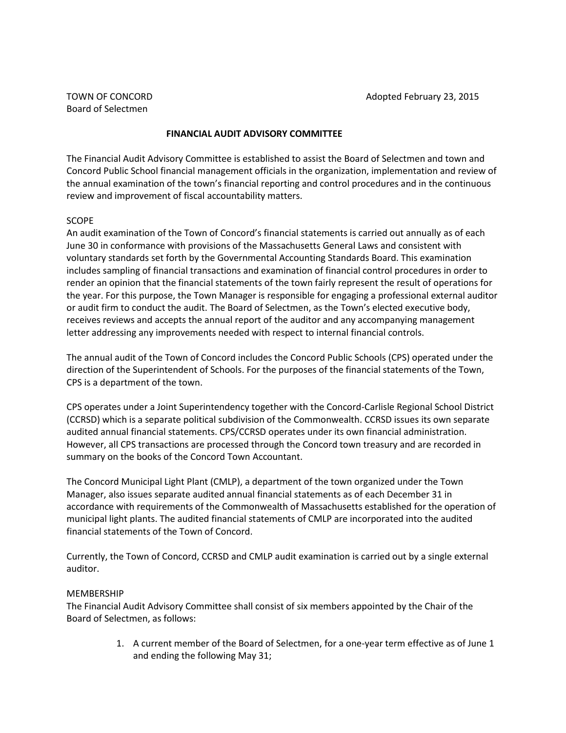TOWN OF CONCORD
Board of Selectmen

Adopted February 23, 2015

**FINANCIAL AUDIT ADVISORY COMMITTEE**

The Financial Audit Advisory Committee is established to assist the Board of Selectmen and town and Concord Public School financial management officials in the organization, implementation and review of the annual examination of the town's financial reporting and control procedures and in the continuous review and improvement of fiscal accountability matters.

SCOPE

An audit examination of the Town of Concord's financial statements is carried out annually as of each June 30 in conformance with provisions of the Massachusetts General Laws and consistent with voluntary standards set forth by the Governmental Accounting Standards Board. This examination includes sampling of financial transactions and examination of financial control procedures in order to render an opinion that the financial statements of the town fairly represent the result of operations for the year. For this purpose, the Town Manager is responsible for engaging a professional external auditor or audit firm to conduct the audit. The Board of Selectmen, as the Town's elected executive body, receives reviews and accepts the annual report of the auditor and any accompanying management letter addressing any improvements needed with respect to internal financial controls.

The annual audit of the Town of Concord includes the Concord Public Schools (CPS) operated under the direction of the Superintendent of Schools. For the purposes of the financial statements of the Town, CPS is a department of the town.

CPS operates under a Joint Superintendency together with the Concord-Carlisle Regional School District (CCRSD) which is a separate political subdivision of the Commonwealth. CCRSD issues its own separate audited annual financial statements. CPS/CCRSD operates under its own financial administration. However, all CPS transactions are processed through the Concord town treasury and are recorded in summary on the books of the Concord Town Accountant.

The Concord Municipal Light Plant (CMLP), a department of the town organized under the Town Manager, also issues separate audited annual financial statements as of each December 31 in accordance with requirements of the Commonwealth of Massachusetts established for the operation of municipal light plants. The audited financial statements of CMLP are incorporated into the audited financial statements of the Town of Concord.

Currently, the Town of Concord, CCRSD and CMLP audit examination is carried out by a single external auditor.

MEMBERSHIP

The Financial Audit Advisory Committee shall consist of six members appointed by the Chair of the Board of Selectmen, as follows:

1. A current member of the Board of Selectmen, for a one-year term effective as of June 1 and ending the following May 31;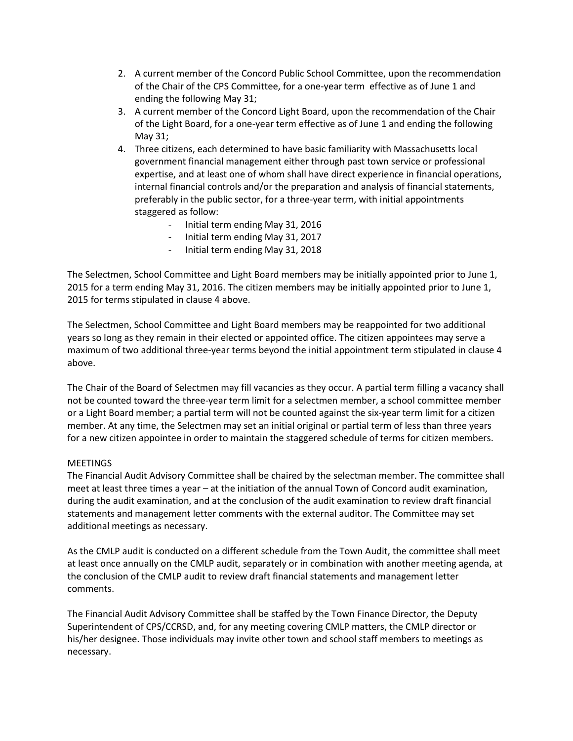2. A current member of the Concord Public School Committee, upon the recommendation of the Chair of the CPS Committee, for a one-year term effective as of June 1 and ending the following May 31;
3. A current member of the Concord Light Board, upon the recommendation of the Chair of the Light Board, for a one-year term effective as of June 1 and ending the following May 31;
4. Three citizens, each determined to have basic familiarity with Massachusetts local government financial management either through past town service or professional expertise, and at least one of whom shall have direct experience in financial operations, internal financial controls and/or the preparation and analysis of financial statements, preferably in the public sector, for a three-year term, with initial appointments staggered as follow:
   - Initial term ending May 31, 2016
   - Initial term ending May 31, 2017
   - Initial term ending May 31, 2018

The Selectmen, School Committee and Light Board members may be initially appointed prior to June 1, 2015 for a term ending May 31, 2016. The citizen members may be initially appointed prior to June 1, 2015 for terms stipulated in clause 4 above.

The Selectmen, School Committee and Light Board members may be reappointed for two additional years so long as they remain in their elected or appointed office. The citizen appointees may serve a maximum of two additional three-year terms beyond the initial appointment term stipulated in clause 4 above.

The Chair of the Board of Selectmen may fill vacancies as they occur. A partial term filling a vacancy shall not be counted toward the three-year term limit for a selectmen member, a school committee member or a Light Board member; a partial term will not be counted against the six-year term limit for a citizen member. At any time, the Selectmen may set an initial original or partial term of less than three years for a new citizen appointee in order to maintain the staggered schedule of terms for citizen members.

MEETINGS

The Financial Audit Advisory Committee shall be chaired by the selectman member. The committee shall meet at least three times a year – at the initiation of the annual Town of Concord audit examination, during the audit examination, and at the conclusion of the audit examination to review draft financial statements and management letter comments with the external auditor. The Committee may set additional meetings as necessary.

As the CMLP audit is conducted on a different schedule from the Town Audit, the committee shall meet at least once annually on the CMLP audit, separately or in combination with another meeting agenda, at the conclusion of the CMLP audit to review draft financial statements and management letter comments.

The Financial Audit Advisory Committee shall be staffed by the Town Finance Director, the Deputy Superintendent of CPS/CCRSD, and, for any meeting covering CMLP matters, the CMLP director or his/her designee. Those individuals may invite other town and school staff members to meetings as necessary.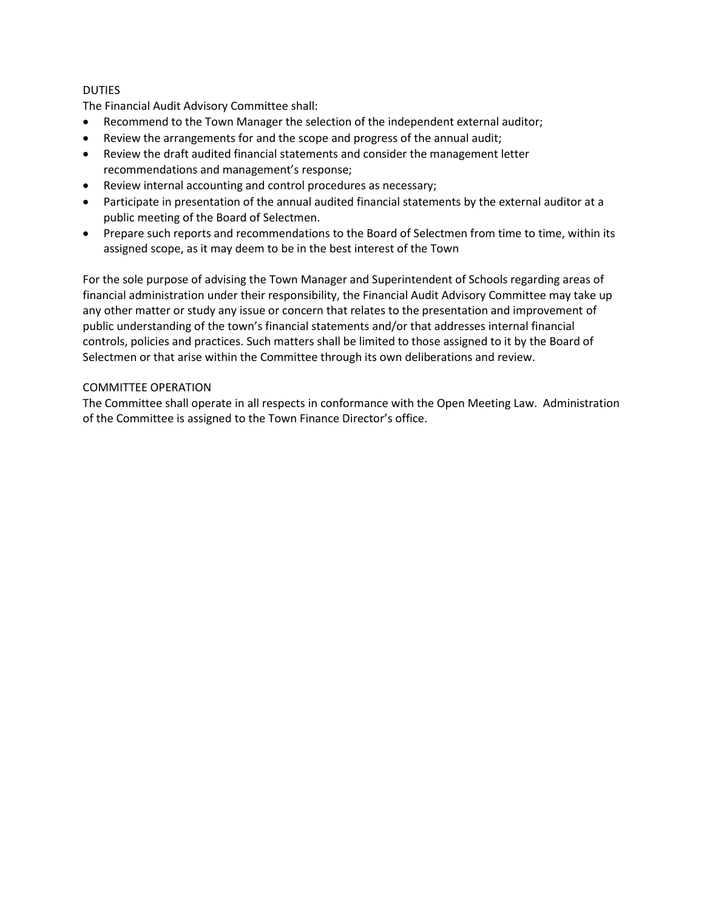## DUTIES

The Financial Audit Advisory Committee shall:

- Recommend to the Town Manager the selection of the independent external auditor;
- Review the arrangements for and the scope and progress of the annual audit;
- Review the draft audited financial statements and consider the management letter recommendations and management's response;
- Review internal accounting and control procedures as necessary;
- Participate in presentation of the annual audited financial statements by the external auditor at a public meeting of the Board of Selectmen.
- Prepare such reports and recommendations to the Board of Selectmen from time to time, within its assigned scope, as it may deem to be in the best interest of the Town

For the sole purpose of advising the Town Manager and Superintendent of Schools regarding areas of financial administration under their responsibility, the Financial Audit Advisory Committee may take up any other matter or study any issue or concern that relates to the presentation and improvement of public understanding of the town's financial statements and/or that addresses internal financial controls, policies and practices. Such matters shall be limited to those assigned to it by the Board of Selectmen or that arise within the Committee through its own deliberations and review.

## COMMITTEE OPERATION

The Committee shall operate in all respects in conformance with the Open Meeting Law. Administration of the Committee is assigned to the Town Finance Director's office.